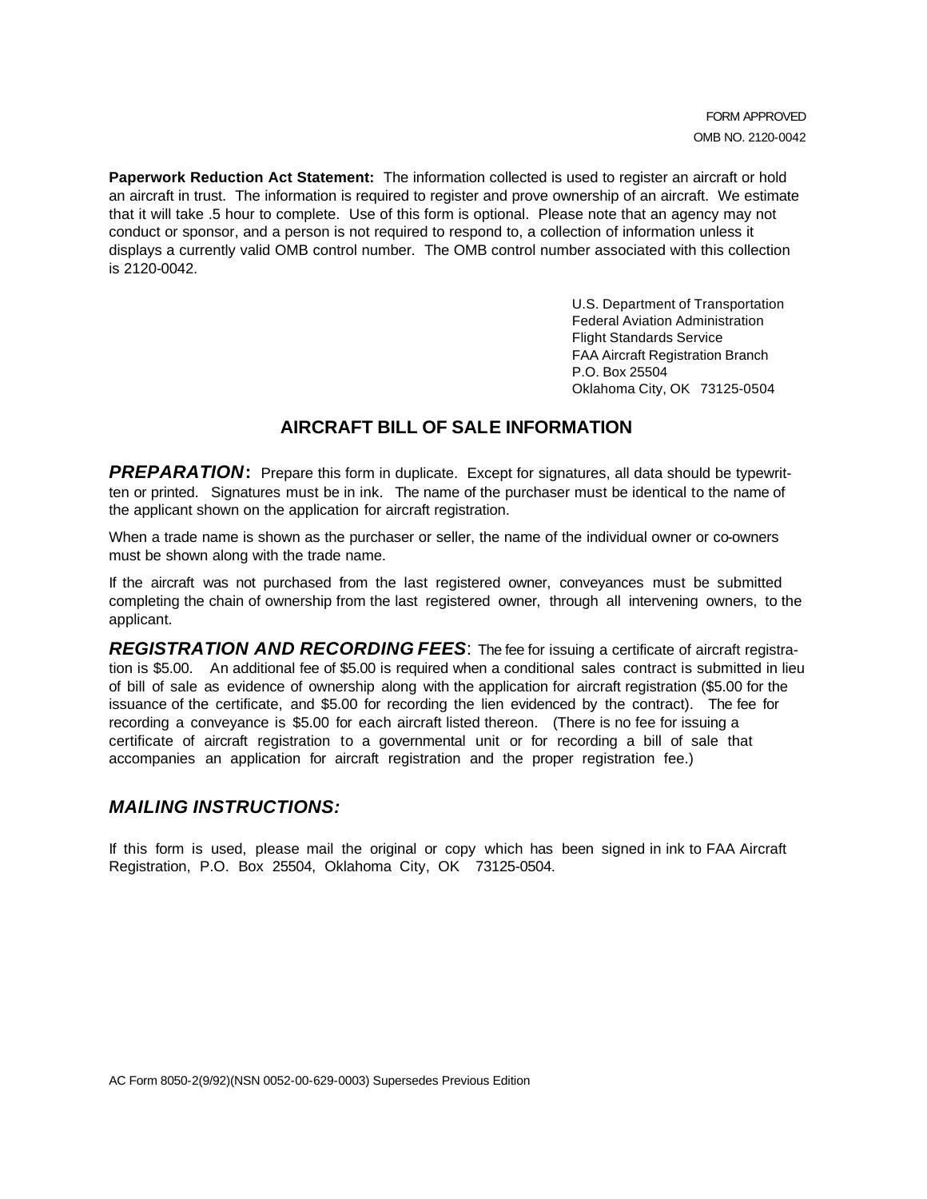FORM APPROVED
OMB NO. 2120-0042

**Paperwork Reduction Act Statement:** The information collected is used to register an aircraft or hold an aircraft in trust. The information is required to register and prove ownership of an aircraft. We estimate that it will take .5 hour to complete. Use of this form is optional. Please note that an agency may not conduct or sponsor, and a person is not required to respond to, a collection of information unless it displays a currently valid OMB control number. The OMB control number associated with this collection is 2120-0042.

U.S. Department of Transportation
Federal Aviation Administration
Flight Standards Service
FAA Aircraft Registration Branch
P.O. Box 25504
Oklahoma City, OK 73125-0504

## AIRCRAFT BILL OF SALE INFORMATION

***PREPARATION*:** Prepare this form in duplicate. Except for signatures, all data should be typewritten or printed. Signatures must be in ink. The name of the purchaser must be identical to the name of the applicant shown on the application for aircraft registration.

When a trade name is shown as the purchaser or seller, the name of the individual owner or co-owners must be shown along with the trade name.

If the aircraft was not purchased from the last registered owner, conveyances must be submitted completing the chain of ownership from the last registered owner, through all intervening owners, to the applicant.

***REGISTRATION AND RECORDING FEES*:** The fee for issuing a certificate of aircraft registration is $5.00. An additional fee of $5.00 is required when a conditional sales contract is submitted in lieu of bill of sale as evidence of ownership along with the application for aircraft registration ($5.00 for the issuance of the certificate, and $5.00 for recording the lien evidenced by the contract). The fee for recording a conveyance is $5.00 for each aircraft listed thereon. (There is no fee for issuing a certificate of aircraft registration to a governmental unit or for recording a bill of sale that accompanies an application for aircraft registration and the proper registration fee.)

### *MAILING INSTRUCTIONS:*

If this form is used, please mail the original or copy which has been signed in ink to FAA Aircraft Registration, P.O. Box 25504, Oklahoma City, OK 73125-0504.

AC Form 8050-2(9/92)(NSN 0052-00-629-0003) Supersedes Previous Edition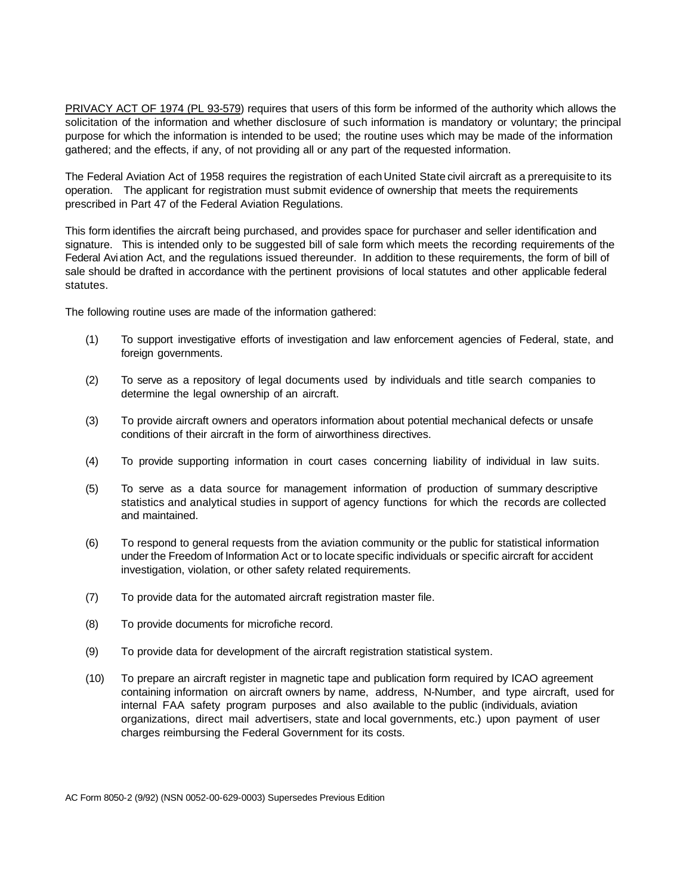PRIVACY ACT OF 1974 (PL 93-579) requires that users of this form be informed of the authority which allows the solicitation of the information and whether disclosure of such information is mandatory or voluntary; the principal purpose for which the information is intended to be used; the routine uses which may be made of the information gathered; and the effects, if any, of not providing all or any part of the requested information.

The Federal Aviation Act of 1958 requires the registration of each United State civil aircraft as a prerequisite to its operation. The applicant for registration must submit evidence of ownership that meets the requirements prescribed in Part 47 of the Federal Aviation Regulations.

This form identifies the aircraft being purchased, and provides space for purchaser and seller identification and signature. This is intended only to be suggested bill of sale form which meets the recording requirements of the Federal Aviation Act, and the regulations issued thereunder. In addition to these requirements, the form of bill of sale should be drafted in accordance with the pertinent provisions of local statutes and other applicable federal statutes.

The following routine uses are made of the information gathered:

(1) To support investigative efforts of investigation and law enforcement agencies of Federal, state, and foreign governments.

(2) To serve as a repository of legal documents used by individuals and title search companies to determine the legal ownership of an aircraft.

(3) To provide aircraft owners and operators information about potential mechanical defects or unsafe conditions of their aircraft in the form of airworthiness directives.

(4) To provide supporting information in court cases concerning liability of individual in law suits.

(5) To serve as a data source for management information of production of summary descriptive statistics and analytical studies in support of agency functions for which the records are collected and maintained.

(6) To respond to general requests from the aviation community or the public for statistical information under the Freedom of Information Act or to locate specific individuals or specific aircraft for accident investigation, violation, or other safety related requirements.

(7) To provide data for the automated aircraft registration master file.

(8) To provide documents for microfiche record.

(9) To provide data for development of the aircraft registration statistical system.

(10) To prepare an aircraft register in magnetic tape and publication form required by ICAO agreement containing information on aircraft owners by name, address, N-Number, and type aircraft, used for internal FAA safety program purposes and also available to the public (individuals, aviation organizations, direct mail advertisers, state and local governments, etc.) upon payment of user charges reimbursing the Federal Government for its costs.

AC Form 8050-2 (9/92) (NSN 0052-00-629-0003) Supersedes Previous Edition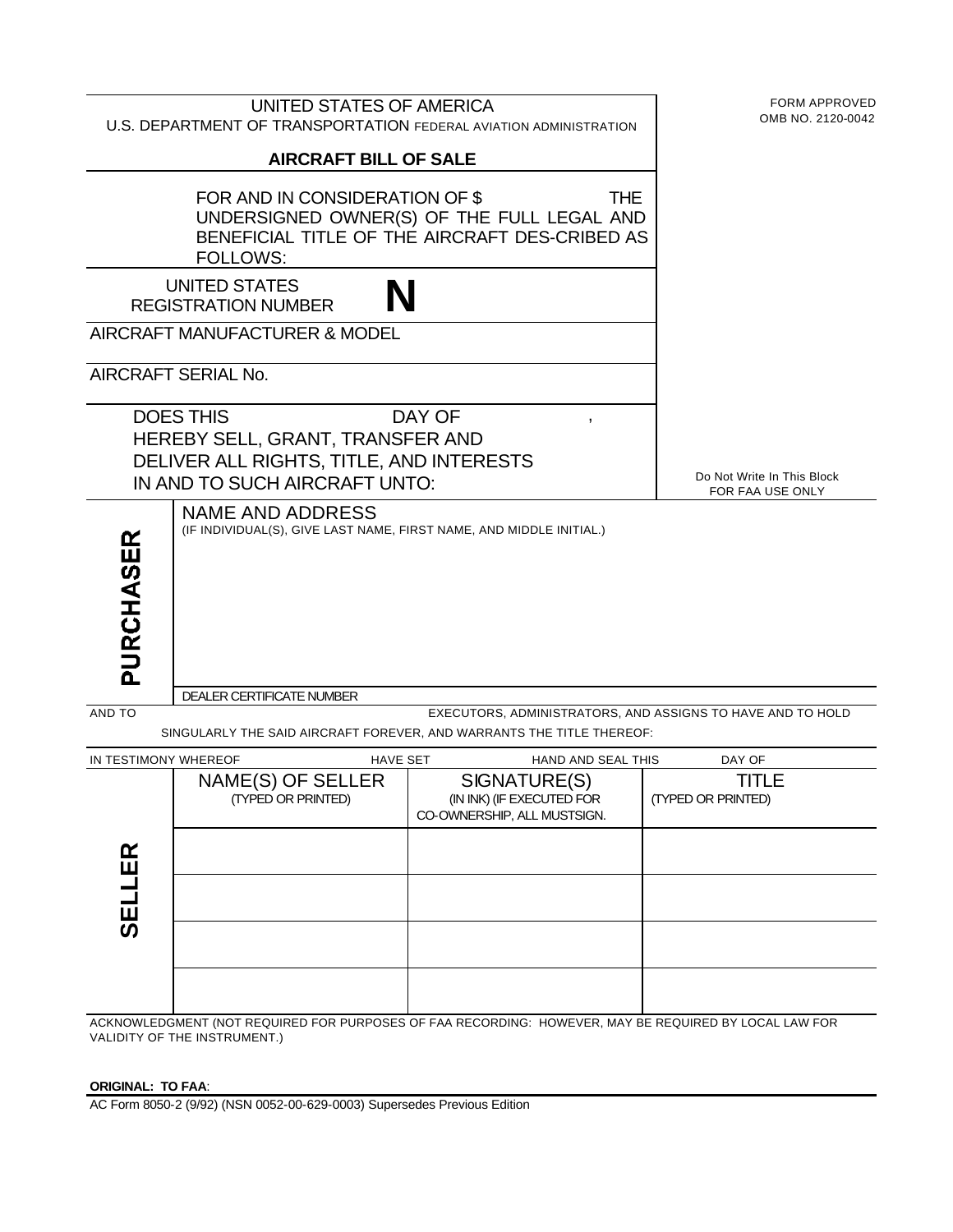UNITED STATES OF AMERICA
U.S. DEPARTMENT OF TRANSPORTATION FEDERAL AVIATION ADMINISTRATION

FORM APPROVED
OMB NO. 2120-0042

## AIRCRAFT BILL OF SALE

FOR AND IN CONSIDERATION OF $ THE UNDERSIGNED OWNER(S) OF THE FULL LEGAL AND BENEFICIAL TITLE OF THE AIRCRAFT DES-CRIBED AS FOLLOWS:

UNITED STATES REGISTRATION NUMBER **N**

AIRCRAFT MANUFACTURER & MODEL

AIRCRAFT SERIAL No.

DOES THIS DAY OF ,
HEREBY SELL, GRANT, TRANSFER AND DELIVER ALL RIGHTS, TITLE, AND INTERESTS IN AND TO SUCH AIRCRAFT UNTO:

Do Not Write In This Block
FOR FAA USE ONLY

**PURCHASER**

NAME AND ADDRESS
(IF INDIVIDUAL(S), GIVE LAST NAME, FIRST NAME, AND MIDDLE INITIAL.)

DEALER CERTIFICATE NUMBER

AND TO EXECUTORS, ADMINISTRATORS, AND ASSIGNS TO HAVE AND TO HOLD SINGULARLY THE SAID AIRCRAFT FOREVER, AND WARRANTS THE TITLE THEREOF:

IN TESTIMONY WHEREOF HAVE SET HAND AND SEAL THIS DAY OF

| | NAME(S) OF SELLER (TYPED OR PRINTED) | SIGNATURE(S) (IN INK) (IF EXECUTED FOR CO-OWNERSHIP, ALL MUSTSIGN. | TITLE (TYPED OR PRINTED) |
|---|---|---|---|
| **SELLER** | | | |
| | | | |
| | | | |
| | | | |

ACKNOWLEDGMENT (NOT REQUIRED FOR PURPOSES OF FAA RECORDING: HOWEVER, MAY BE REQUIRED BY LOCAL LAW FOR VALIDITY OF THE INSTRUMENT.)

**ORIGINAL: TO FAA**:

AC Form 8050-2 (9/92) (NSN 0052-00-629-0003) Supersedes Previous Edition